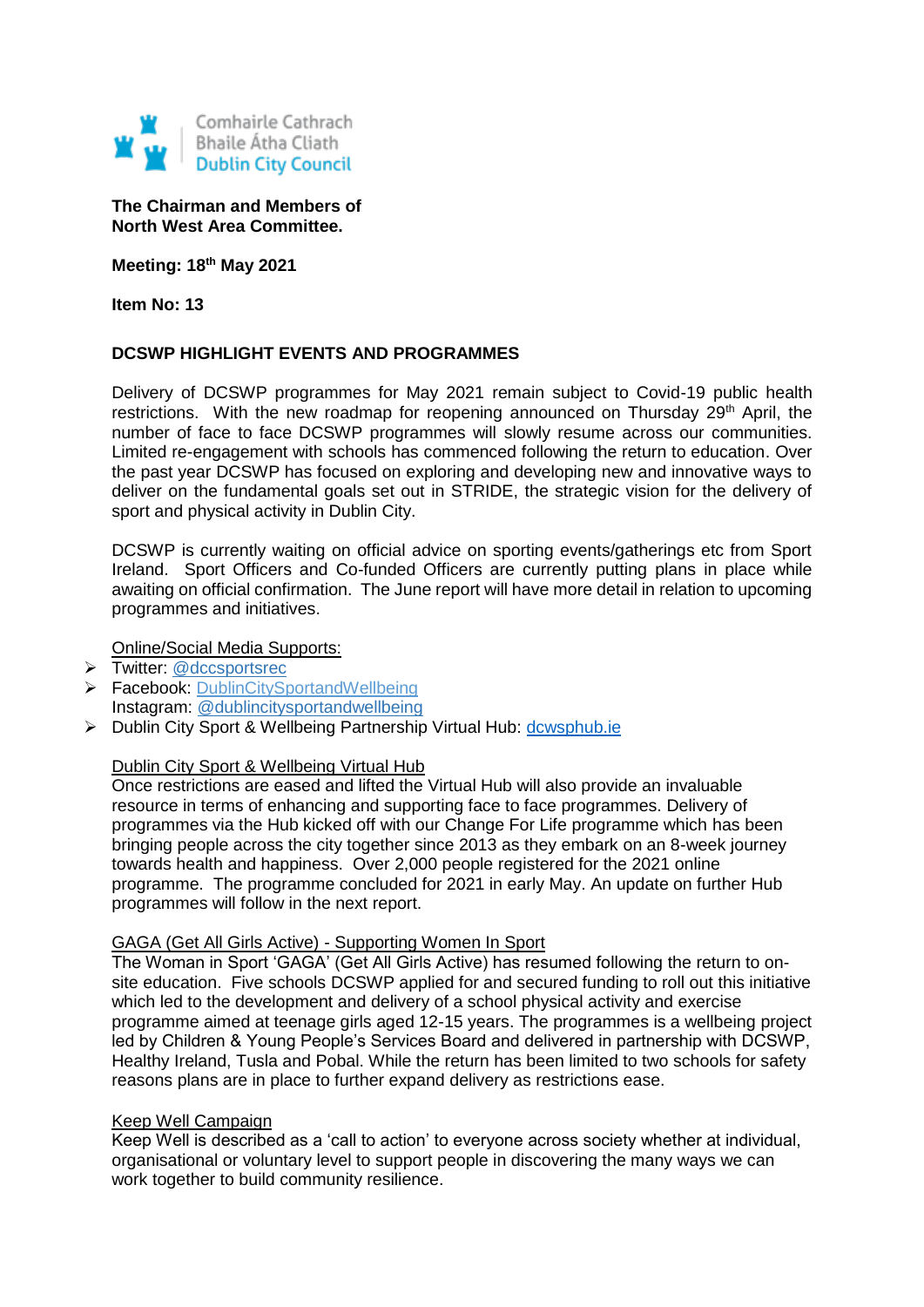Comhairle Cathrach
Bhaile Átha Cliath
Dublin City Council

**The Chairman and Members of**
**North West Area Committee.**

**Meeting: 18th May 2021**

**Item No: 13**

## DCSWP HIGHLIGHT EVENTS AND PROGRAMMES

Delivery of DCSWP programmes for May 2021 remain subject to Covid-19 public health restrictions. With the new roadmap for reopening announced on Thursday 29th April, the number of face to face DCSWP programmes will slowly resume across our communities. Limited re-engagement with schools has commenced following the return to education. Over the past year DCSWP has focused on exploring and developing new and innovative ways to deliver on the fundamental goals set out in STRIDE, the strategic vision for the delivery of sport and physical activity in Dublin City.

DCSWP is currently waiting on official advice on sporting events/gatherings etc from Sport Ireland. Sport Officers and Co-funded Officers are currently putting plans in place while awaiting on official confirmation. The June report will have more detail in relation to upcoming programmes and initiatives.

Online/Social Media Supports:

- Twitter: @dccsportsrec
- Facebook: DublinCitySportandWellbeing
  Instagram: @dublincitysportandwellbeing
- Dublin City Sport & Wellbeing Partnership Virtual Hub: dcwsphub.ie

Dublin City Sport & Wellbeing Virtual Hub

Once restrictions are eased and lifted the Virtual Hub will also provide an invaluable resource in terms of enhancing and supporting face to face programmes. Delivery of programmes via the Hub kicked off with our Change For Life programme which has been bringing people across the city together since 2013 as they embark on an 8-week journey towards health and happiness. Over 2,000 people registered for the 2021 online programme. The programme concluded for 2021 in early May. An update on further Hub programmes will follow in the next report.

GAGA (Get All Girls Active) - Supporting Women In Sport

The Woman in Sport 'GAGA' (Get All Girls Active) has resumed following the return to on-site education. Five schools DCSWP applied for and secured funding to roll out this initiative which led to the development and delivery of a school physical activity and exercise programme aimed at teenage girls aged 12-15 years. The programmes is a wellbeing project led by Children & Young People's Services Board and delivered in partnership with DCSWP, Healthy Ireland, Tusla and Pobal. While the return has been limited to two schools for safety reasons plans are in place to further expand delivery as restrictions ease.

Keep Well Campaign

Keep Well is described as a 'call to action' to everyone across society whether at individual, organisational or voluntary level to support people in discovering the many ways we can work together to build community resilience.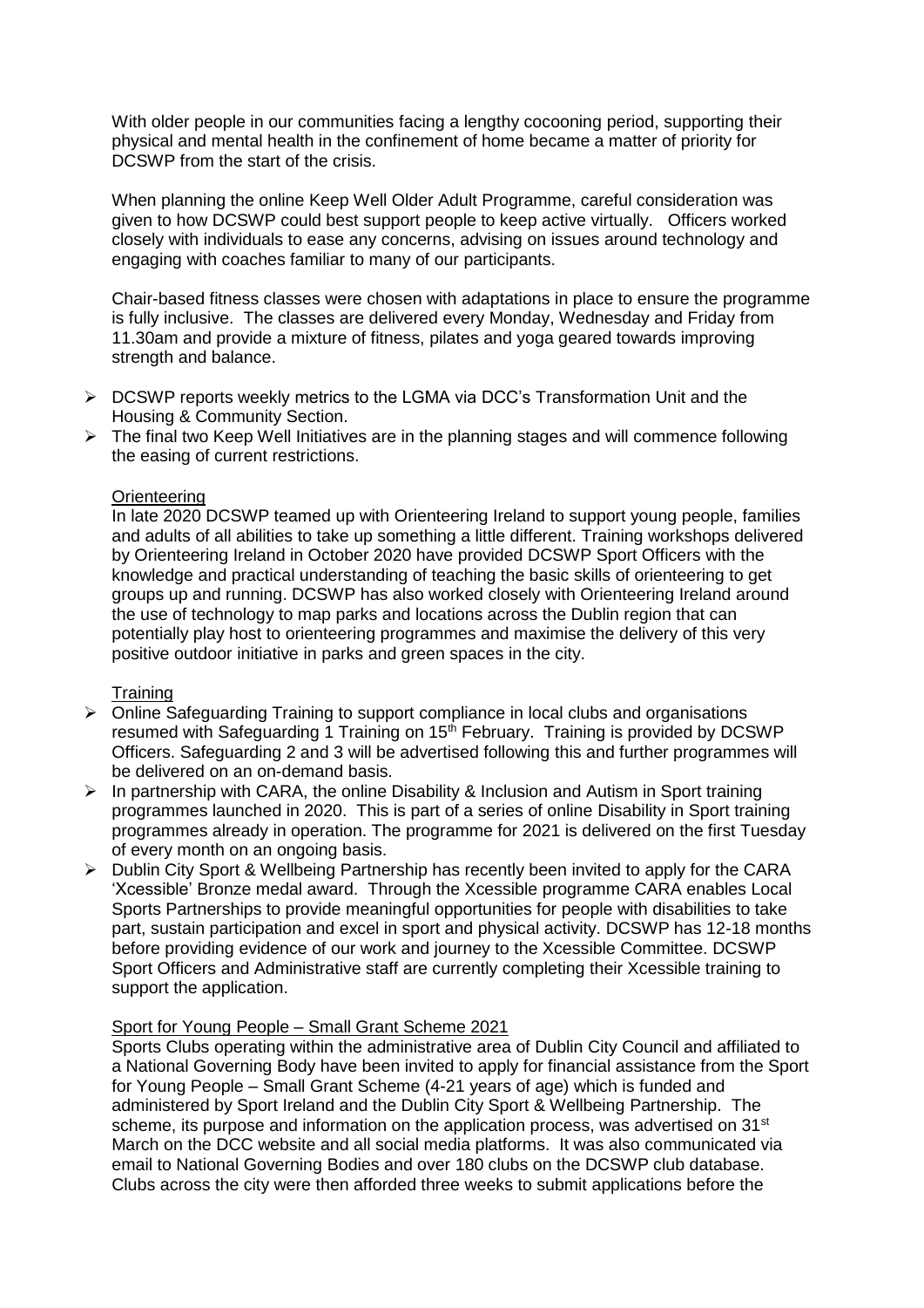With older people in our communities facing a lengthy cocooning period, supporting their physical and mental health in the confinement of home became a matter of priority for DCSWP from the start of the crisis.

When planning the online Keep Well Older Adult Programme, careful consideration was given to how DCSWP could best support people to keep active virtually. Officers worked closely with individuals to ease any concerns, advising on issues around technology and engaging with coaches familiar to many of our participants.

Chair-based fitness classes were chosen with adaptations in place to ensure the programme is fully inclusive. The classes are delivered every Monday, Wednesday and Friday from 11.30am and provide a mixture of fitness, pilates and yoga geared towards improving strength and balance.

- DCSWP reports weekly metrics to the LGMA via DCC's Transformation Unit and the Housing & Community Section.
- The final two Keep Well Initiatives are in the planning stages and will commence following the easing of current restrictions.

Orienteering

In late 2020 DCSWP teamed up with Orienteering Ireland to support young people, families and adults of all abilities to take up something a little different. Training workshops delivered by Orienteering Ireland in October 2020 have provided DCSWP Sport Officers with the knowledge and practical understanding of teaching the basic skills of orienteering to get groups up and running. DCSWP has also worked closely with Orienteering Ireland around the use of technology to map parks and locations across the Dublin region that can potentially play host to orienteering programmes and maximise the delivery of this very positive outdoor initiative in parks and green spaces in the city.

Training

- Online Safeguarding Training to support compliance in local clubs and organisations resumed with Safeguarding 1 Training on 15th February. Training is provided by DCSWP Officers. Safeguarding 2 and 3 will be advertised following this and further programmes will be delivered on an on-demand basis.
- In partnership with CARA, the online Disability & Inclusion and Autism in Sport training programmes launched in 2020. This is part of a series of online Disability in Sport training programmes already in operation. The programme for 2021 is delivered on the first Tuesday of every month on an ongoing basis.
- Dublin City Sport & Wellbeing Partnership has recently been invited to apply for the CARA 'Xcessible' Bronze medal award. Through the Xcessible programme CARA enables Local Sports Partnerships to provide meaningful opportunities for people with disabilities to take part, sustain participation and excel in sport and physical activity. DCSWP has 12-18 months before providing evidence of our work and journey to the Xcessible Committee. DCSWP Sport Officers and Administrative staff are currently completing their Xcessible training to support the application.

Sport for Young People – Small Grant Scheme 2021

Sports Clubs operating within the administrative area of Dublin City Council and affiliated to a National Governing Body have been invited to apply for financial assistance from the Sport for Young People – Small Grant Scheme (4-21 years of age) which is funded and administered by Sport Ireland and the Dublin City Sport & Wellbeing Partnership. The scheme, its purpose and information on the application process, was advertised on 31st March on the DCC website and all social media platforms. It was also communicated via email to National Governing Bodies and over 180 clubs on the DCSWP club database. Clubs across the city were then afforded three weeks to submit applications before the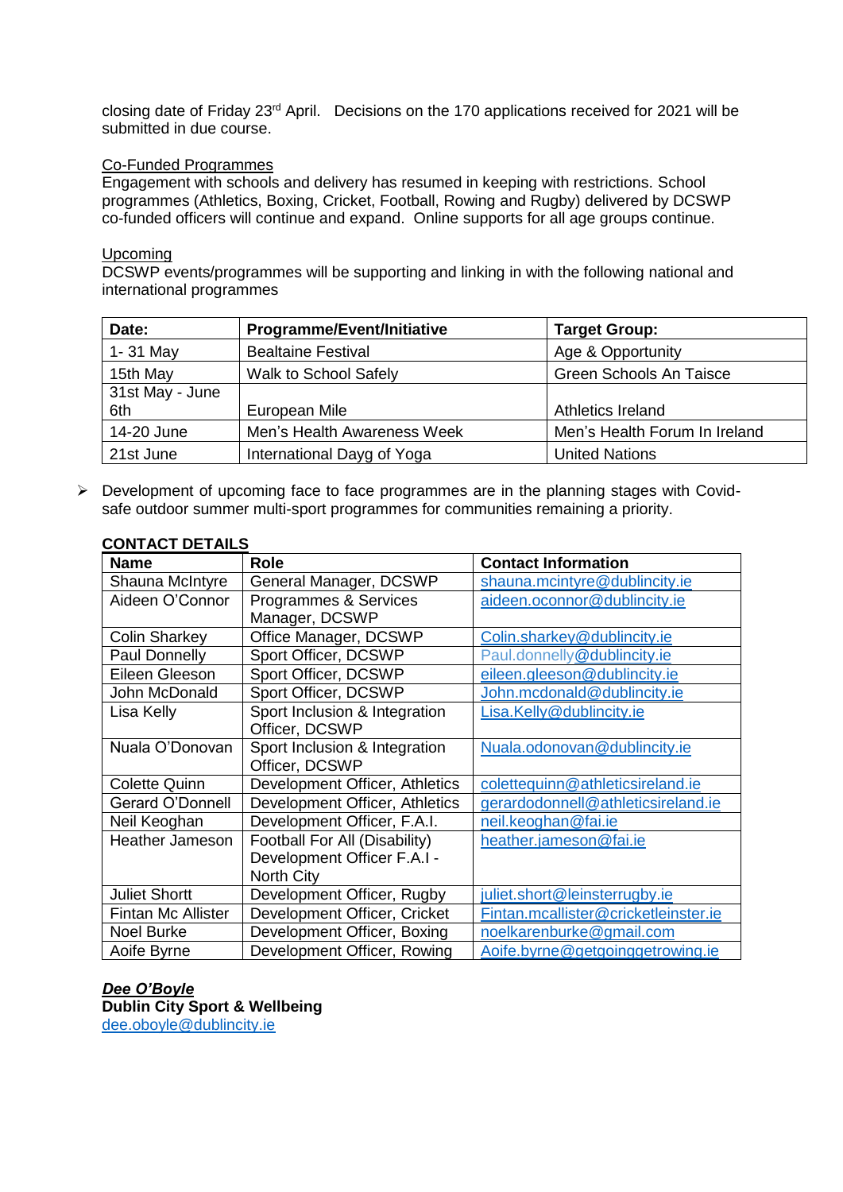closing date of Friday 23rd April. Decisions on the 170 applications received for 2021 will be submitted in due course.

Co-Funded Programmes
Engagement with schools and delivery has resumed in keeping with restrictions. School programmes (Athletics, Boxing, Cricket, Football, Rowing and Rugby) delivered by DCSWP co-funded officers will continue and expand. Online supports for all age groups continue.

Upcoming
DCSWP events/programmes will be supporting and linking in with the following national and international programmes

| Date: | Programme/Event/Initiative | Target Group: |
|---|---|---|
| 1- 31 May | Bealtaine Festival | Age & Opportunity |
| 15th May | Walk to School Safely | Green Schools An Taisce |
| 31st May - June 6th | European Mile | Athletics Ireland |
| 14-20 June | Men's Health Awareness Week | Men's Health Forum In Ireland |
| 21st June | International Dayg of Yoga | United Nations |

- Development of upcoming face to face programmes are in the planning stages with Covid-safe outdoor summer multi-sport programmes for communities remaining a priority.

**CONTACT DETAILS**

| Name | Role | Contact Information |
|---|---|---|
| Shauna McIntyre | General Manager, DCSWP | shauna.mcintyre@dublincity.ie |
| Aideen O'Connor | Programmes & Services Manager, DCSWP | aideen.oconnor@dublincity.ie |
| Colin Sharkey | Office Manager, DCSWP | Colin.sharkey@dublincity.ie |
| Paul Donnelly | Sport Officer, DCSWP | Paul.donnelly@dublincity.ie |
| Eileen Gleeson | Sport Officer, DCSWP | eileen.gleeson@dublincity.ie |
| John McDonald | Sport Officer, DCSWP | John.mcdonald@dublincity.ie |
| Lisa Kelly | Sport Inclusion & Integration Officer, DCSWP | Lisa.Kelly@dublincity.ie |
| Nuala O'Donovan | Sport Inclusion & Integration Officer, DCSWP | Nuala.odonovan@dublincity.ie |
| Colette Quinn | Development Officer, Athletics | colettequinn@athleticsireland.ie |
| Gerard O'Donnell | Development Officer, Athletics | gerardodonnell@athleticsireland.ie |
| Neil Keoghan | Development Officer, F.A.I. | neil.keoghan@fai.ie |
| Heather Jameson | Football For All (Disability) Development Officer F.A.I - North City | heather.jameson@fai.ie |
| Juliet Shortt | Development Officer, Rugby | juliet.short@leinsterrugby.ie |
| Fintan Mc Allister | Development Officer, Cricket | Fintan.mcallister@cricketleinster.ie |
| Noel Burke | Development Officer, Boxing | noelkarenburke@gmail.com |
| Aoife Byrne | Development Officer, Rowing | Aoife.byrne@getgoinggetrowing.ie |

***Dee O'Boyle***
**Dublin City Sport & Wellbeing**
dee.oboyle@dublincity.ie